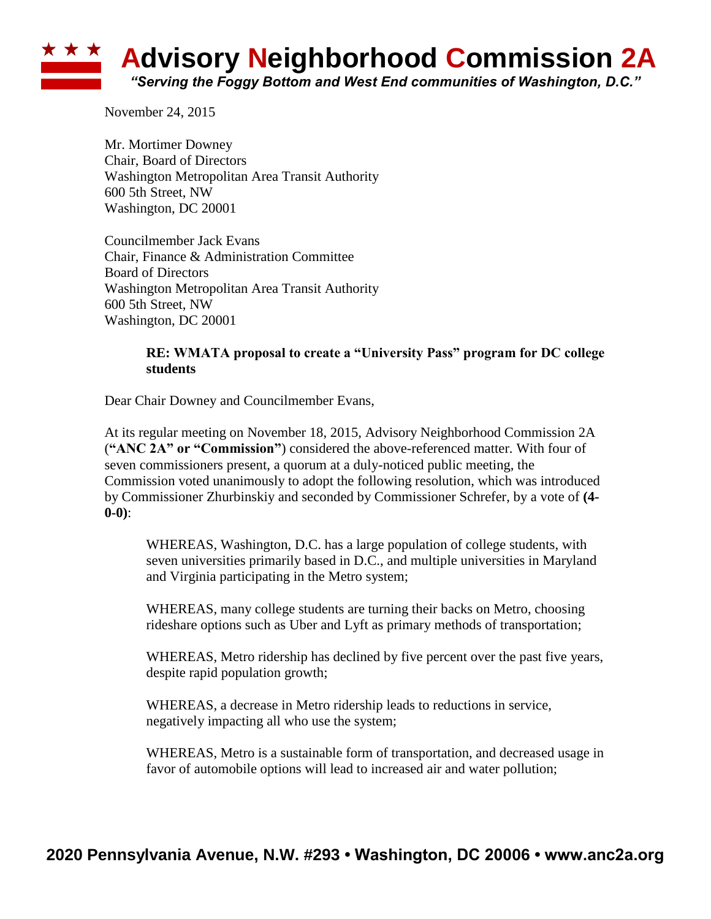# Advisory Neighborhood Commission 2A

*"Serving the Foggy Bottom and West End communities of Washington, D.C."*

November 24, 2015

Mr. Mortimer Downey
Chair, Board of Directors
Washington Metropolitan Area Transit Authority
600 5th Street, NW
Washington, DC 20001

Councilmember Jack Evans
Chair, Finance & Administration Committee
Board of Directors
Washington Metropolitan Area Transit Authority
600 5th Street, NW
Washington, DC 20001

> **RE: WMATA proposal to create a "University Pass" program for DC college students**

Dear Chair Downey and Councilmember Evans,

At its regular meeting on November 18, 2015, Advisory Neighborhood Commission 2A (**"ANC 2A" or "Commission"**) considered the above-referenced matter. With four of seven commissioners present, a quorum at a duly-noticed public meeting, the Commission voted unanimously to adopt the following resolution, which was introduced by Commissioner Zhurbinskiy and seconded by Commissioner Schrefer, by a vote of **(4-0-0)**:

> WHEREAS, Washington, D.C. has a large population of college students, with seven universities primarily based in D.C., and multiple universities in Maryland and Virginia participating in the Metro system;
>
> WHEREAS, many college students are turning their backs on Metro, choosing rideshare options such as Uber and Lyft as primary methods of transportation;
>
> WHEREAS, Metro ridership has declined by five percent over the past five years, despite rapid population growth;
>
> WHEREAS, a decrease in Metro ridership leads to reductions in service, negatively impacting all who use the system;
>
> WHEREAS, Metro is a sustainable form of transportation, and decreased usage in favor of automobile options will lead to increased air and water pollution;

**2020 Pennsylvania Avenue, N.W. #293 • Washington, DC 20006 • www.anc2a.org**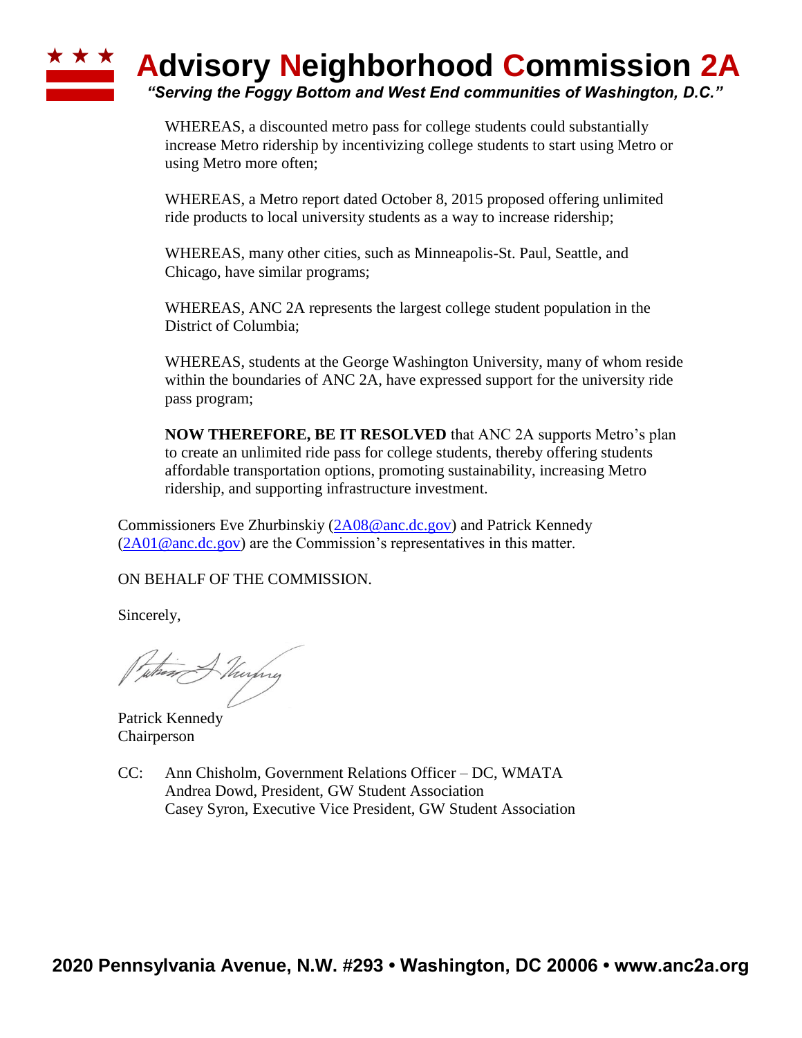WHEREAS, a discounted metro pass for college students could substantially increase Metro ridership by incentivizing college students to start using Metro or using Metro more often;

WHEREAS, a Metro report dated October 8, 2015 proposed offering unlimited ride products to local university students as a way to increase ridership;

WHEREAS, many other cities, such as Minneapolis-St. Paul, Seattle, and Chicago, have similar programs;

WHEREAS, ANC 2A represents the largest college student population in the District of Columbia;

WHEREAS, students at the George Washington University, many of whom reside within the boundaries of ANC 2A, have expressed support for the university ride pass program;

**NOW THEREFORE, BE IT RESOLVED** that ANC 2A supports Metro's plan to create an unlimited ride pass for college students, thereby offering students affordable transportation options, promoting sustainability, increasing Metro ridership, and supporting infrastructure investment.

Commissioners Eve Zhurbinskiy (2A08@anc.dc.gov) and Patrick Kennedy (2A01@anc.dc.gov) are the Commission's representatives in this matter.

ON BEHALF OF THE COMMISSION.

Sincerely,

Patrick Kennedy
Chairperson

CC: Ann Chisholm, Government Relations Officer – DC, WMATA
Andrea Dowd, President, GW Student Association
Casey Syron, Executive Vice President, GW Student Association